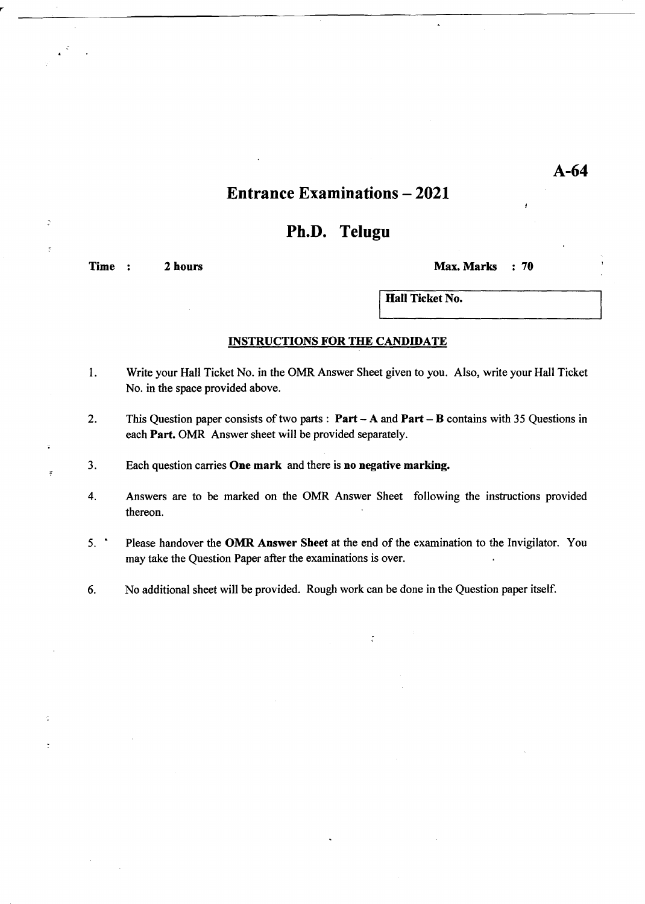A-64

# Entrance Examinations – 2021

## Ph.D. Telugu

**Time : 2 hours** **Max. Marks : 70**

| Hall Ticket No. |
|---|

### INSTRUCTIONS FOR THE CANDIDATE

1. Write your Hall Ticket No. in the OMR Answer Sheet given to you. Also, write your Hall Ticket No. in the space provided above.

2. This Question paper consists of two parts : **Part – A** and **Part – B** contains with 35 Questions in each **Part.** OMR Answer sheet will be provided separately.

3. Each question carries **One mark** and there is **no negative marking.**

4. Answers are to be marked on the OMR Answer Sheet following the instructions provided thereon.

5. Please handover the **OMR Answer Sheet** at the end of the examination to the Invigilator. You may take the Question Paper after the examinations is over.

6. No additional sheet will be provided. Rough work can be done in the Question paper itself.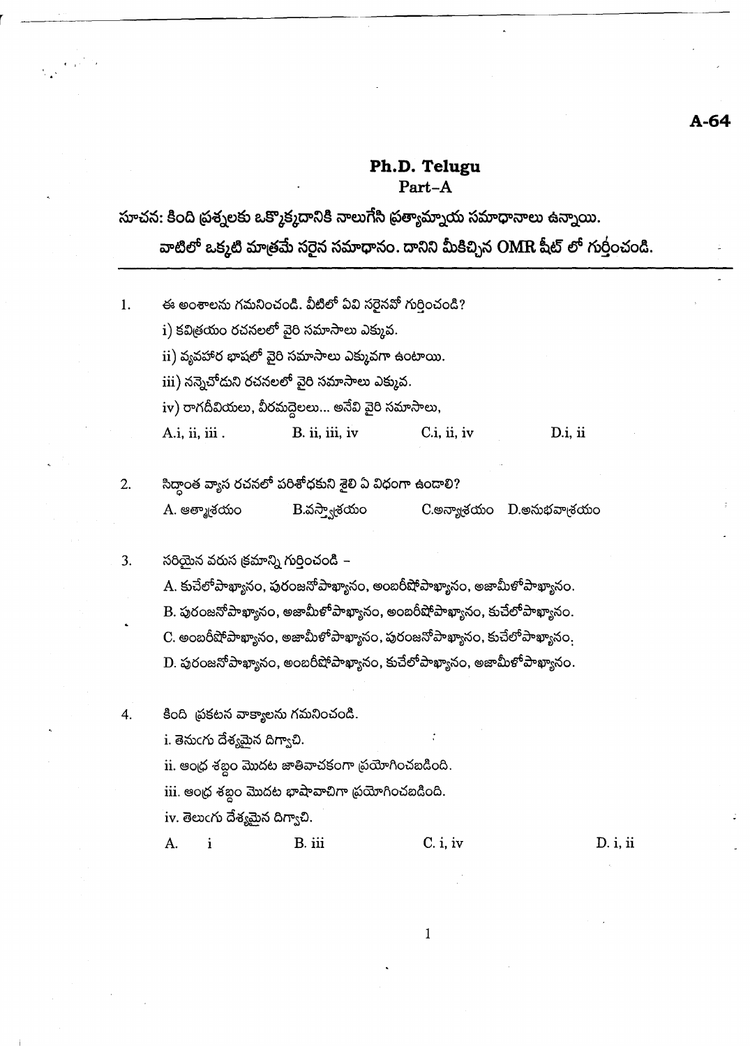A-64

# Ph.D. Telugu

## Part–A

**సూచన: కింది ప్రశ్నలకు ఒక్కొక్కదానికి నాలుగేసి ప్రత్యామ్నాయ సమాధానాలు ఉన్నాయి. వాటిలో ఒక్కటి మాత్రమే సరైన సమాధానం. దానిని మీకిచ్చిన OMR షీట్ లో గుర్తించండి.**

1. ఈ అంశాలను గమనించండి. వీటిలో ఏవి సరైనవో గుర్తించండి?

   i) కవిత్రయం రచనలలో వైరి సమాసాలు ఎక్కువ.

   ii) వ్యవహార భాషలో వైరి సమాసాలు ఎక్కువగా ఉంటాయి.

   iii) నన్నెచోడుని రచనలలో వైరి సమాసాలు ఎక్కువ.

   iv) రాగదీవియలు, వీరమద్దెలలు... అనేవి వైరి సమాసాలు,

   A.i, ii, iii .  B. ii, iii, iv  C.i, ii, iv  D.i, ii

2. సిద్ధాంత వ్యాస రచనలో పరిశోధకుని శైలి ఏ విధంగా ఉండాలి?

   A. ఆత్మాశ్రయం  B.వస్త్వాశ్రయం  C.అన్యాశ్రయం  D.అనుభవాశ్రయం

3. సరియైన వరుస క్రమాన్ని గుర్తించండి –

   A. కుచేలోపాఖ్యానం, పురంజనోపాఖ్యానం, అంబరీషోపాఖ్యానం, అజామిళోపాఖ్యానం.

   B. పురంజనోపాఖ్యానం, అజామిళోపాఖ్యానం, అంబరీషోపాఖ్యానం, కుచేలోపాఖ్యానం.

   C. అంబరీషోపాఖ్యానం, అజామిళోపాఖ్యానం, పురంజనోపాఖ్యానం, కుచేలోపాఖ్యానం.

   D. పురంజనోపాఖ్యానం, అంబరీషోపాఖ్యానం, కుచేలోపాఖ్యానం, అజామిళోపాఖ్యానం.

4. కింది ప్రకటన వాక్యాలను గమనించండి.

   i. తెనుఁగు దేశ్యమైన దిగ్వాచి.

   ii. ఆంధ్ర శబ్దం మొదట జాతివాచకంగా ప్రయోగించబడింది.

   iii. ఆంధ్ర శబ్దం మొదట భాషావాచిగా ప్రయోగించబడింది.

   iv. తెలుఁగు దేశ్యమైన దిగ్వాచి.

   A. i  B. iii  C. i, iv  D. i, ii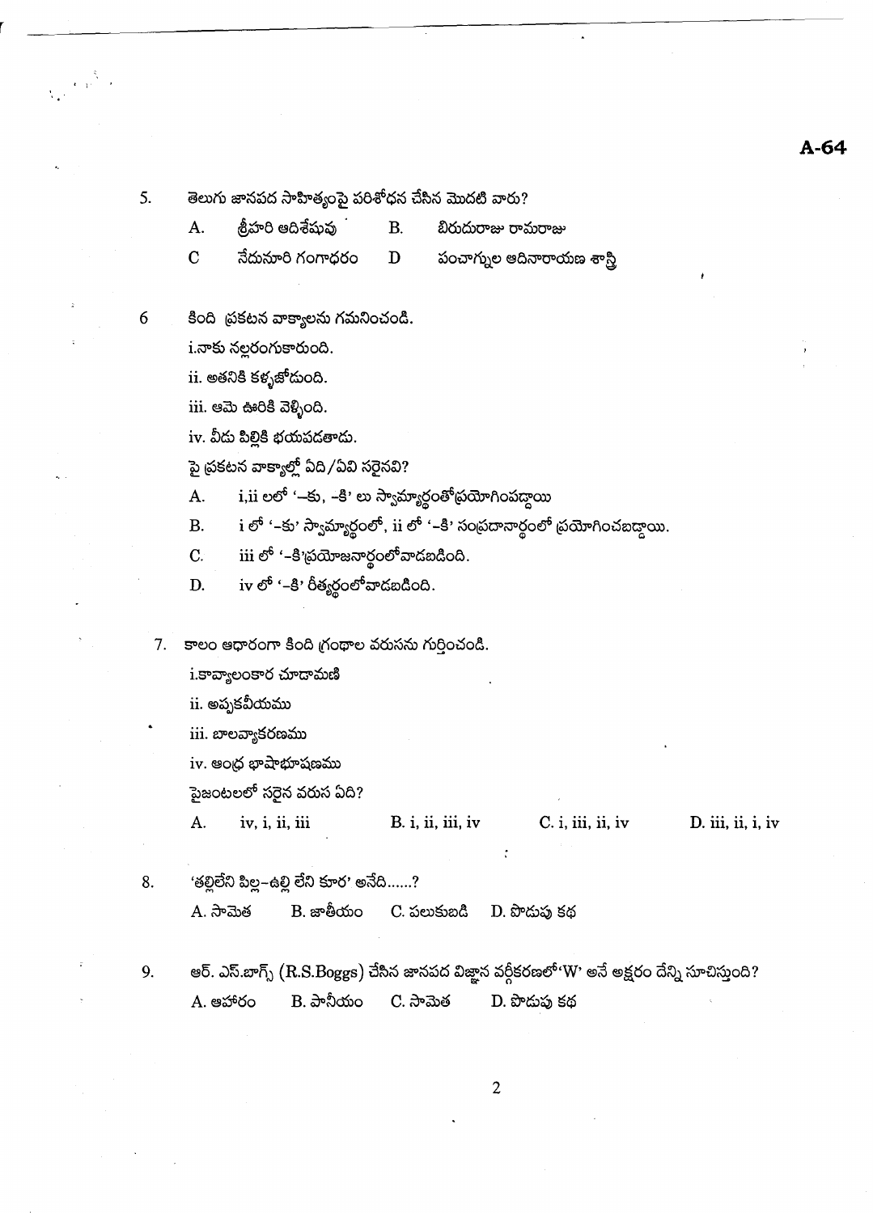5. తెలుగు జానపద సాహిత్యంపై పరిశోధన చేసిన మొదటి వారు?

   A. శ్రీహరి ఆదిశేషువు B. బిరుదురాజు రామరాజు

   C నేదునూరి గంగాధరం D పంచాగ్నుల ఆదినారాయణ శాస్త్రి

6 కింది ప్రకటన వాక్యాలను గమనించండి.

   i.నాకు నల్లరంగుకారుంది.

   ii. అతనికి కళ్ళజోడుంది.

   iii. ఆమె ఊరికి వెళ్ళింది.

   iv. వీడు పిల్లికి భయపడతాడు.

   పై ప్రకటన వాక్యాల్లో ఏది/ఏవి సరైనవి?

   A. i,ii లలో '–కు, -కి' లు స్వామ్యార్థంతోప్రయోగింపబడ్డాయి

   B. i లో '-కు' స్వామ్యార్థంలో, ii లో '-కి' సంప్రదానార్థంలో ప్రయోగించబడ్డాయి.

   C. iii లో '-కి'ప్రయోజనార్థంలోవాడబడింది.

   D. iv లో '-కి' రీత్యర్థంలోవాడబడింది.

7. కాలం ఆధారంగా కింది గ్రంథాల వరుసను గుర్తించండి.

   i.కావ్యాలంకార చూడామణి

   ii. అప్పకవీయము

   iii. బాలవ్యాకరణము

   iv. ఆంధ్ర భాషాభూషణము

   పైజంటలలో సరైన వరుస ఏది?

   A. iv, i, ii, iii B. i, ii, iii, iv C. i, iii, ii, iv D. iii, ii, i, iv

8. 'తల్లిలేని పిల్ల–ఉల్లి లేని కూర' అనేది......?

   A. సామెత B. జాతీయం C. పలుకుబడి D. పొడుపు కథ

9. ఆర్. ఎస్.బాగ్స్ (R.S.Boggs) చేసిన జానపద విజ్ఞాన వర్గీకరణలో'W' అనే అక్షరం దేన్ని సూచిస్తుంది?

   A. ఆహారం B. పానీయం C. సామెత D. పొడుపు కథ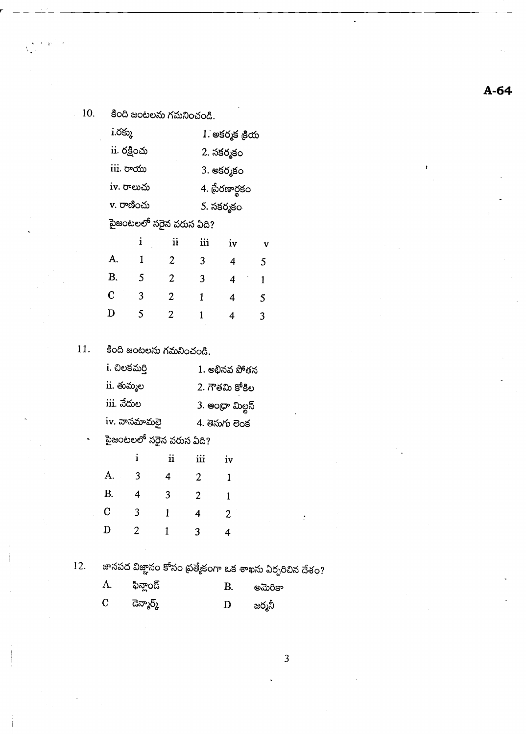10. కింది జంటలను గమనించండి.

| | |
|---|---|
| i.రక్కు | 1. అకర్మక క్రియ |
| ii. రక్షించు | 2. సకర్మకం |
| iii. రాయు | 3. అకర్మకం |
| iv. రాలుచు | 4. ప్రేరణార్థకం |
| v. రాణించు | 5. సకర్మకం |

పైజంటలలో సరైన వరుస ఏది?

| | i | ii | iii | iv | v |
|---|---|---|---|---|---|
| A. | 1 | 2 | 3 | 4 | 5 |
| B. | 5 | 2 | 3 | 4 | 1 |
| C | 3 | 2 | 1 | 4 | 5 |
| D | 5 | 2 | 1 | 4 | 3 |

11. కింది జంటలను గమనించండి.

| | |
|---|---|
| i. చిలకమర్తి | 1. అభినవ పోతన |
| ii. తుమ్మల | 2. గౌతమి కోకిల |
| iii. వేదుల | 3. ఆంధ్రా మిల్టన్ |
| iv. వానమామలై | 4. తెనుగు లెంక |

పైజంటలలో సరైన వరుస ఏది?

| | i | ii | iii | iv |
|---|---|---|---|---|
| A. | 3 | 4 | 2 | 1 |
| B. | 4 | 3 | 2 | 1 |
| C | 3 | 1 | 4 | 2 |
| D | 2 | 1 | 3 | 4 |

12. జానపద విజ్ఞానం కోసం ప్రత్యేకంగా ఒక శాఖను ఏర్పరిచిన దేశం?

A. ఫిన్లాండ్ B. అమెరికా

C డెన్మార్క్ D జర్మనీ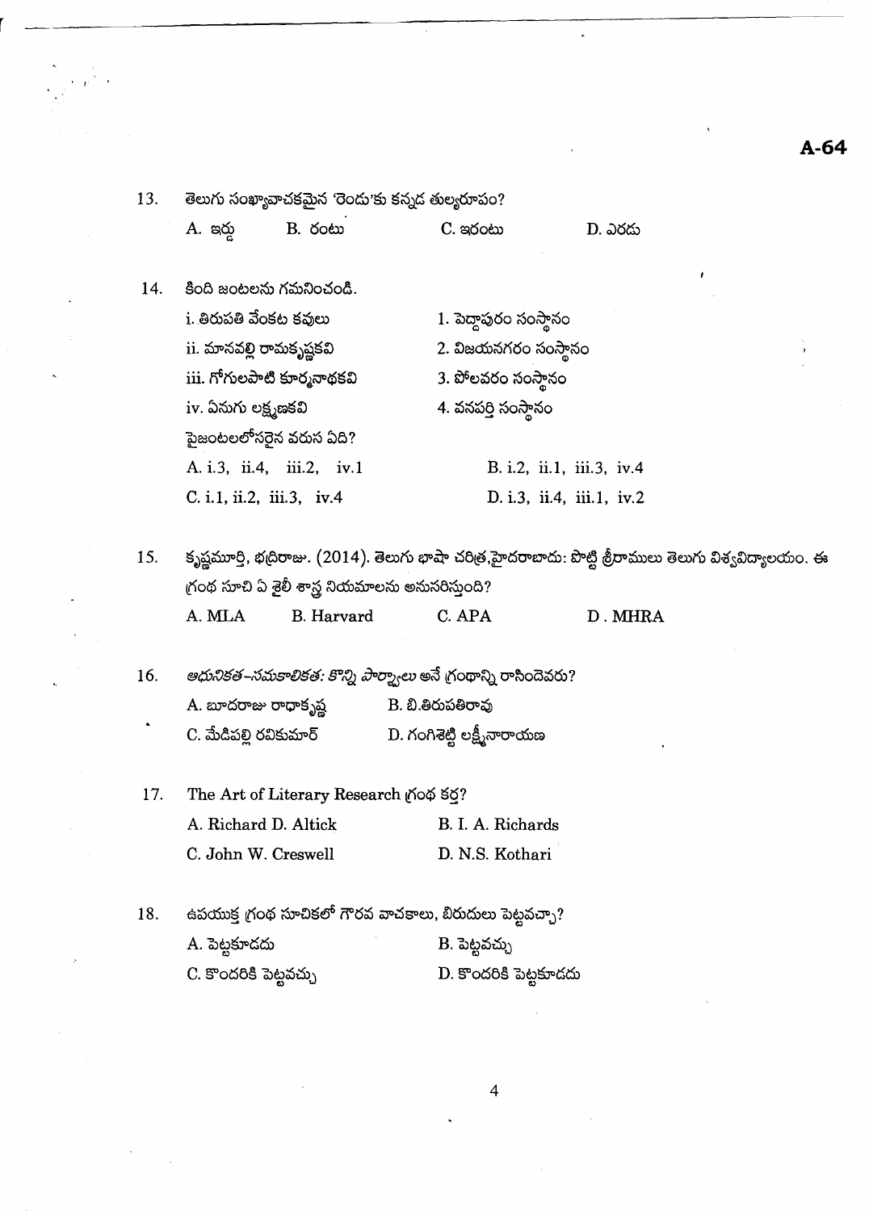13. తెలుగు సంఖ్యావాచకమైన 'రెండు'కు కన్నడ తుల్యరూపం?

A. ఇర్డు　　B. రంటు　　C. ఇరంటు　　D. ఎరడు

14. కింది జంటలను గమనించండి.

| | |
|---|---|
| i. తిరుపతి వేంకట కవులు | 1. పెద్దాపురం సంస్థానం |
| ii. మానవల్లి రామకృష్ణకవి | 2. విజయనగరం సంస్థానం |
| iii. గోగులపాటి కూర్మనాథకవి | 3. పోలవరం సంస్థానం |
| iv. ఏనుగు లక్ష్మణకవి | 4. వనపర్తి సంస్థానం |

పైజంటలలోసరైన వరుస ఏది?

A. i.3, ii.4, iii.2, iv.1　　B. i.2, ii.1, iii.3, iv.4

C. i.1, ii.2, iii.3, iv.4　　D. i.3, ii.4, iii.1, iv.2

15. కృష్ణమూర్తి, భద్రిరాజు. (2014). తెలుగు భాషా చరిత్ర,హైదరాబాదు: పొట్టి శ్రీరాములు తెలుగు విశ్వవిద్యాలయం. ఈ గ్రంథ సూచి ఏ శైలీ శాస్త్ర నియమాలను అనుసరిస్తుంది?

A. MLA　　B. Harvard　　C. APA　　D. MHRA

16. *ఆధునికత–సమకాలికత: కొన్ని పార్శ్వాలు* అనే గ్రంథాన్ని రాసిందెవరు?

A. బూదరాజు రాధాకృష్ణ　　B. బి.తిరుపతిరావు

C. మేడిపల్లి రవికుమార్　　D. గంగిశెట్టి లక్ష్మీనారాయణ

17. The Art of Literary Research గ్రంథ కర్త?

A. Richard D. Altick　　B. I. A. Richards

C. John W. Creswell　　D. N.S. Kothari

18. ఉపయుక్త గ్రంథ సూచికలో గౌరవ వాచకాలు, బిరుదులు పెట్టవచ్చా?

A. పెట్టకూడదు　　B. పెట్టవచ్చు

C. కొందరికి పెట్టవచ్చు　　D. కొందరికి పెట్టకూడదు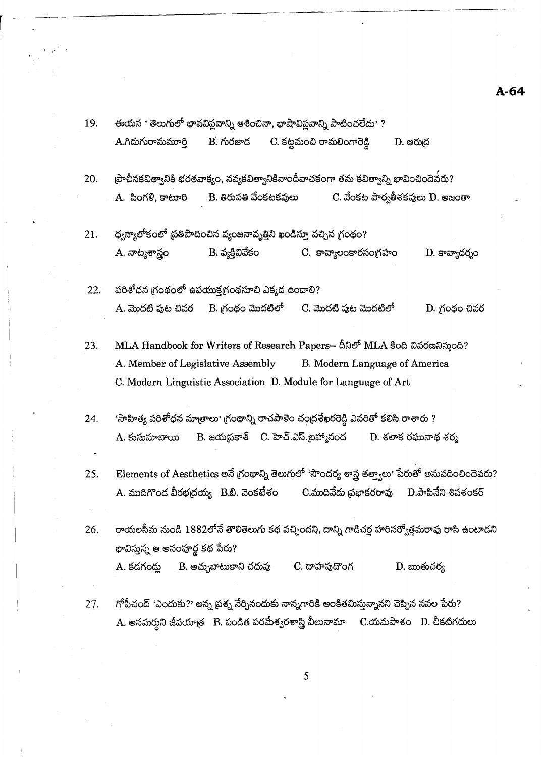19. ఈయన ' తెలుగులో భావవిప్లవాన్ని ఆశించినా, భాషావిప్లవాన్ని పాటించలేదు' ?

A.గిడుగురామమూర్తి B. గురజాడ C. కట్టమంచి రామలింగారెడ్డి D. ఆరుద్ర

20. ప్రాచీనకవిత్వానికి భరతవాక్యం, నవ్యకవిత్వానికినాందీవాచకంగా తమ కవిత్వాన్ని భావించిందెవరు?

A. పింగళి, కాటూరి B. తిరుపతి వేంకటకవులు C. వేంకట పార్వతీశకవులు D. అజంతా

21. ధ్వన్యాలోకంలో ప్రతిపాదించిన వ్యంజనావృత్తిని ఖండిస్తూ వచ్చిన గ్రంథం?

A. నాట్యశాస్త్రం B. వ్యక్తివివేకం C. కావ్యాలంకారసంగ్రహం D. కావ్యాదర్శం

22. పరిశోధన గ్రంథంలో ఉపయుక్తగ్రంథసూచి ఎక్కడ ఉండాలి?

A. మొదటి పుట చివర B. గ్రంథం మొదటిలో C. మొదటి పుట మొదటిలో D. గ్రంథం చివర

23. MLA Handbook for Writers of Research Papers– దీనిలో MLA కింది వివరణనిస్తుంది?

A. Member of Legislative Assembly B. Modern Language of America
C. Modern Linguistic Association D. Module for Language of Art

24. 'సాహిత్య పరిశోధన సూత్రాలు' గ్రంథాన్ని రాచపాళెం చంద్రశేఖరరెడ్డి ఎవరితో కలిసి రాశారు ?

A. కుసుమాబాయి B. జయప్రకాశ్ C. హెచ్.ఎస్.బ్రహ్మానంద D. శలాక రఘునాథ శర్మ

25. Elements of Aesthetics అనే గ్రంథాన్ని తెలుగులో 'సౌందర్య శాస్త్ర తత్త్వాలు' పేరుతో అనువదించిందెవరు?

A. ముదిగొండ వీరభద్రయ్య B.బి. వెంకటేశం C.ముదివేడు ప్రభాకరరావు D.పాపినేని శివశంకర్

26. రాయలసీమ నుండి 1882లోనే తొలితెలుగు కథ వచ్చిందని, దాన్ని గాడిచర్ల హరిసర్వోత్తమరావు రాసి ఉంటాడని భావిస్తున్న ఆ అసంపూర్ణ కథ పేరు?

A. కడగండ్లు B. అచ్చుబాటుకాని చదువు C. దాహపుదొంగ D. ఋతుచర్య

27. గోపీచంద్ 'ఎందుకు?' అన్న ప్రశ్న నేర్పినందుకు నాన్నగారికి అంకితమిస్తున్నానని చెప్పిన నవల పేరు?

A. అసమర్థుని జీవయాత్ర B. పండిత పరమేశ్వరశాస్త్రి వీలునామా C.యమపాశం D. చీకటిగదులు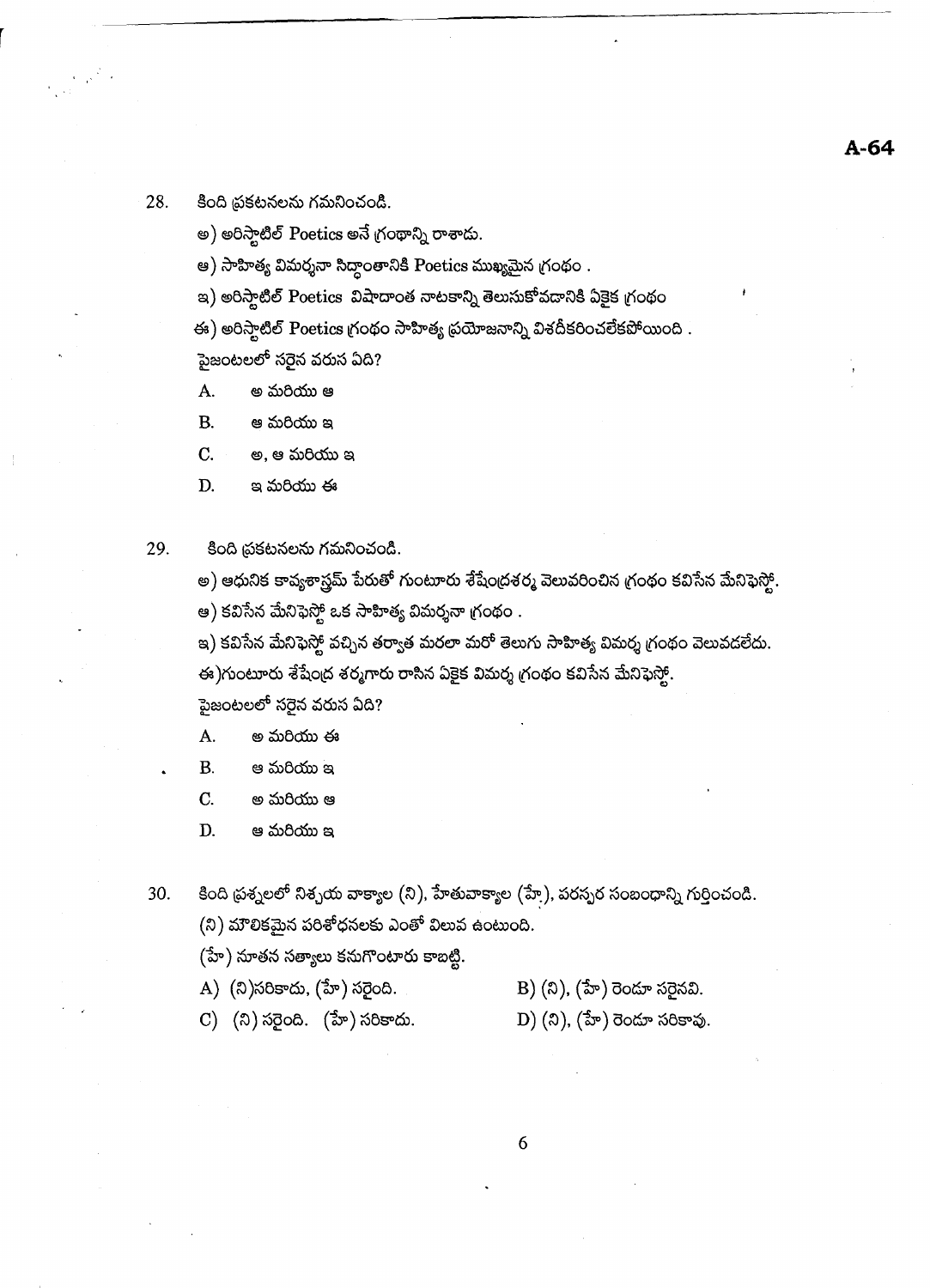28. కింది ప్రకటనలను గమనించండి.

    అ) అరిస్టాటిల్ Poetics అనే గ్రంథాన్ని రాశాడు.

    ఆ) సాహిత్య విమర్శనా సిద్ధాంతానికి Poetics ముఖ్యమైన గ్రంథం .

    ఇ) అరిస్టాటిల్ Poetics విషాదాంత నాటకాన్ని తెలుసుకోవడానికి ఏకైక గ్రంథం

    ఈ) అరిస్టాటిల్ Poetics గ్రంథం సాహిత్య ప్రయోజనాన్ని విశదీకరించలేకపోయింది .

    పైజంటలలో సరైన వరుస ఏది?

    A. అ మరియు ఆ

    B. ఆ మరియు ఇ

    C. అ, ఆ మరియు ఇ

    D. ఇ మరియు ఈ

29. కింది ప్రకటనలను గమనించండి.

    అ) ఆధునిక కావ్యశాస్త్రమ్ పేరుతో గుంటూరు శేషేంద్రశర్మ వెలువరించిన గ్రంథం కవిసేన మేనిఫెస్టో.

    ఆ) కవిసేన మేనిఫెస్టో ఒక సాహిత్య విమర్శనా గ్రంథం .

    ఇ) కవిసేన మేనిఫెస్టో వచ్చిన తర్వాత మరలా మరో తెలుగు సాహిత్య విమర్శ గ్రంథం వెలువడలేదు.

    ఈ)గుంటూరు శేషేంద్ర శర్మగారు రాసిన ఏకైక విమర్శ గ్రంథం కవిసేన మేనిఫెస్టో.

    పైజంటలలో సరైన వరుస ఏది?

    A. అ మరియు ఈ

    B. ఆ మరియు ఇ

    C. అ మరియు ఆ

    D. ఆ మరియు ఇ

30. కింది ప్రశ్నలలో నిశ్చయ వాక్యాల (ని), హేతువాక్యాల (హే), పరస్పర సంబంధాన్ని గుర్తించండి.

    (ని) మౌలికమైన పరిశోధనలకు ఎంతో విలువ ఉంటుంది.

    (హే) నూతన సత్యాలు కనుగొంటారు కాబట్టి.

    A) (ని)సరికాదు, (హే) సరైంది.

    B) (ని), (హే) రెండూ సరైనవి.

    C) (ని) సరైంది. (హే) సరికాదు.

    D) (ని), (హే) రెండూ సరికావు.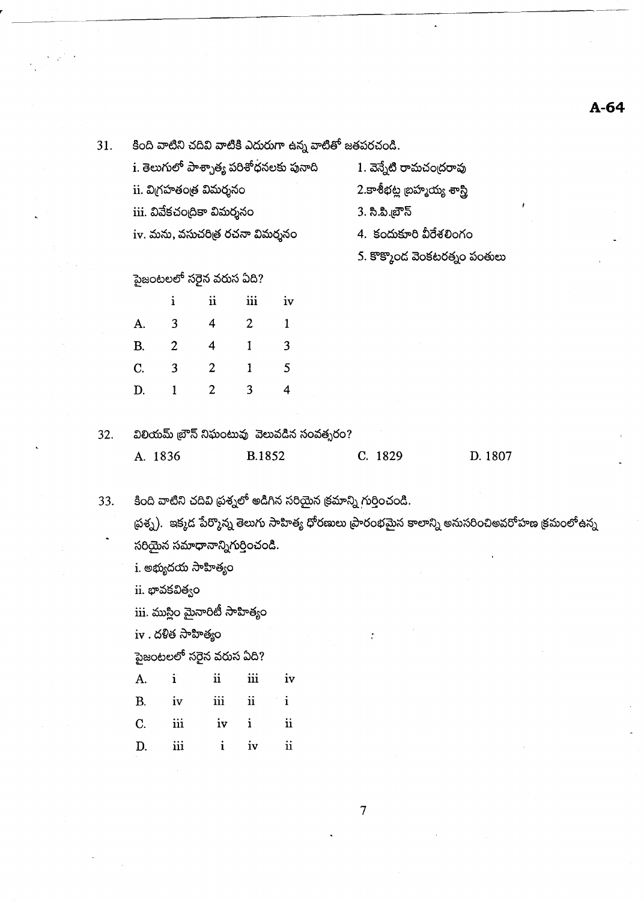31. కింది వాటిని చదివి వాటికి ఎదురుగా ఉన్న వాటితో జతపరచండి.

| | |
|---|---|
| i. తెలుగులో పాశ్చాత్య పరిశోధనలకు పునాది | 1. వెన్నేటి రామచంద్రరావు |
| ii. విగ్రహతంత్ర విమర్శనం | 2.కాశీభట్ల బ్రహ్మయ్య శాస్త్రి |
| iii. వివేకచంద్రికా విమర్శనం | 3. సి.పి.బ్రౌన్ |
| iv. మను, వసుచరిత్ర రచనా విమర్శనం | 4. కందుకూరి వీరేశలింగం |
| | 5. కొక్కొండ వెంకటరత్నం పంతులు |

పైజంటలలో సరైన వరుస ఏది?

| | i | ii | iii | iv |
|---|---|---|---|---|
| A. | 3 | 4 | 2 | 1 |
| B. | 2 | 4 | 1 | 3 |
| C. | 3 | 2 | 1 | 5 |
| D. | 1 | 2 | 3 | 4 |

32. విలియమ్ బ్రౌన్ నిఘంటువు వెలువడిన సంవత్సరం?

A. 1836 B.1852 C. 1829 D. 1807

33. కింది వాటిని చదివి ప్రశ్నలో అడిగిన సరియైన క్రమాన్ని గుర్తించండి.

ప్రశ్న). ఇక్కడ పేర్కొన్న తెలుగు సాహిత్య ధోరణులు ప్రారంభమైన కాలాన్ని అనుసరించిఅవరోహణ క్రమంలోఉన్న సరియైన సమాధానాన్నిగుర్తించండి.

i. అభ్యుదయ సాహిత్యం

ii. భావకవిత్వం

iii. ముస్లిం మైనారిటీ సాహిత్యం

iv . దళిత సాహిత్యం

పైజంటలలో సరైన వరుస ఏది?

| | | | | |
|---|---|---|---|---|
| A. | i | ii | iii | iv |
| B. | iv | iii | ii | i |
| C. | iii | iv | i | ii |
| D. | iii | i | iv | ii |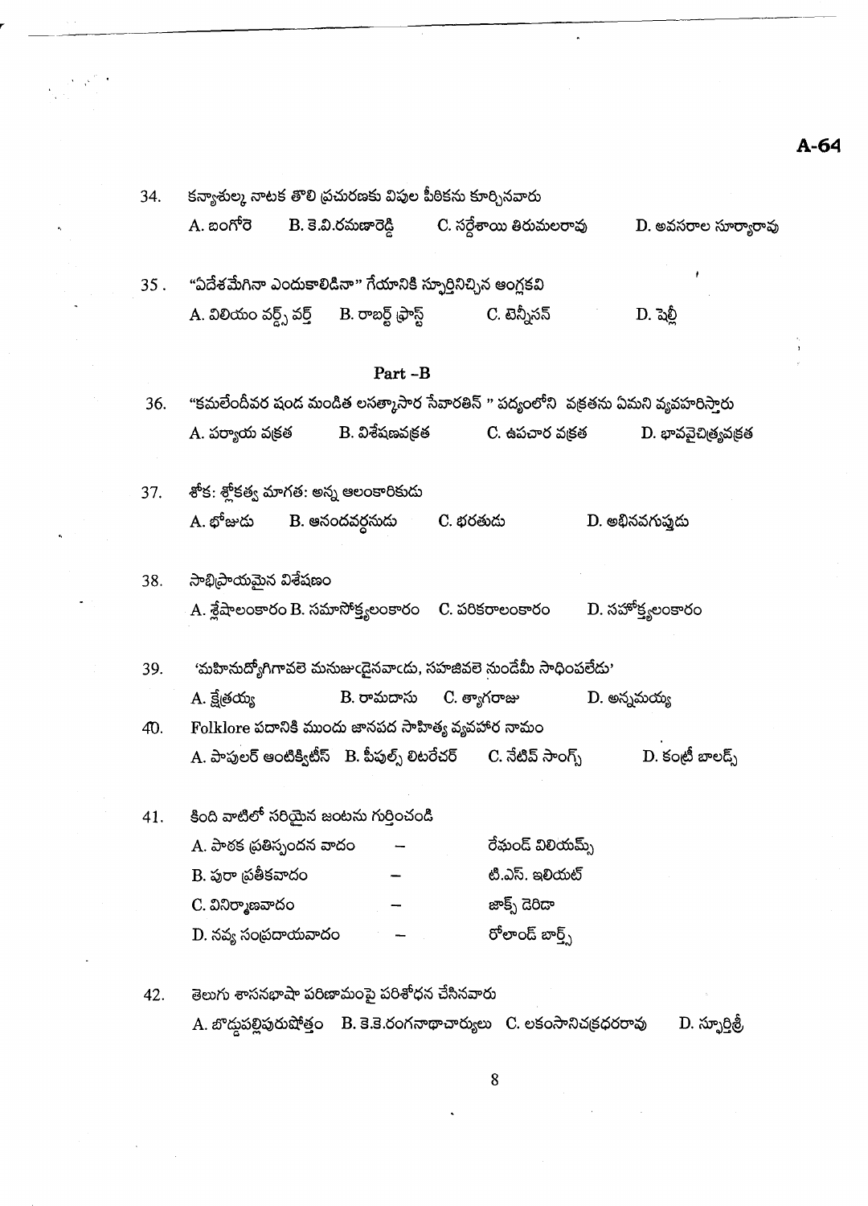34. కన్యాశుల్క నాటక తొలి ప్రచురణకు విపుల పీఠికను కూర్చినవారు

A. బంగోరె B. కె.వి.రమణారెడ్డి C. సర్దేశాయి తిరుమలరావు D. అవసరాల సూర్యారావు

35. "ఏదేశమేగినా ఎందుకాలిడినా" గేయానికి స్ఫూర్తినిచ్చిన ఆంగ్లకవి

A. విలియం వర్డ్స్ వర్త్ B. రాబర్ట్ ఫ్రాస్ట్ C. టెన్నీసన్ D. షెల్లీ

## Part -B

36. "కమలేందీవర షండ మండిత లసత్కాసార సేవారతిన్ " పద్యంలోని వక్రతను ఏమని వ్యవహరిస్తారు

A. పర్యాయ వక్రత B. విశేషణవక్రత C. ఉపచార వక్రత D. భావవైచిత్ర్యవక్రత

37. శోక: శ్లోకత్వ మాగత: అన్న ఆలంకారికుడు

A. భోజుడు B. ఆనందవర్ధనుడు C. భరతుడు D. అభినవగుప్తుడు

38. సాభిప్రాయమైన విశేషణం

A. శ్లేషాలంకారం B. సమాసోక్త్యలంకారం C. పరికరాలంకారం D. సహోక్త్యలంకారం

39. 'మహినుద్యోగిగావలె మనుజుఁడైనవాఁడు, సహజివలె నుండేమీ సాధింపలేడు'

A. క్షేత్రయ్య B. రామదాసు C. త్యాగరాజు D. అన్నమయ్య

40. Folklore పదానికి ముందు జానపద సాహిత్య వ్యవహార నామం

A. పాపులర్ ఆంటిక్విటీస్ B. పీపుల్స్ లిటరేచర్ C. నేటివ్ సాంగ్స్ D. కంట్రీ బాలడ్స్

41. కింది వాటిలో సరియైన జంటను గుర్తించండి

A. పాఠక ప్రతిస్పందన వాదం – రేమండ్ విలియమ్స్

B. పురా ప్రతీకవాదం – టి.ఎస్. ఇలియట్

C. వినిర్మాణవాదం – జాక్స్ డెరిడా

D. నవ్య సంప్రదాయవాదం – రోలాండ్ బార్త్స్

42. తెలుగు శాసనభాషా పరిణామంపై పరిశోధన చేసినవారు

A. బొడ్డుపల్లిపురుషోత్తం B. కె.కె.రంగనాథాచార్యులు C. లకంసానిచక్రధరరావు D. స్ఫూర్తిశ్రీ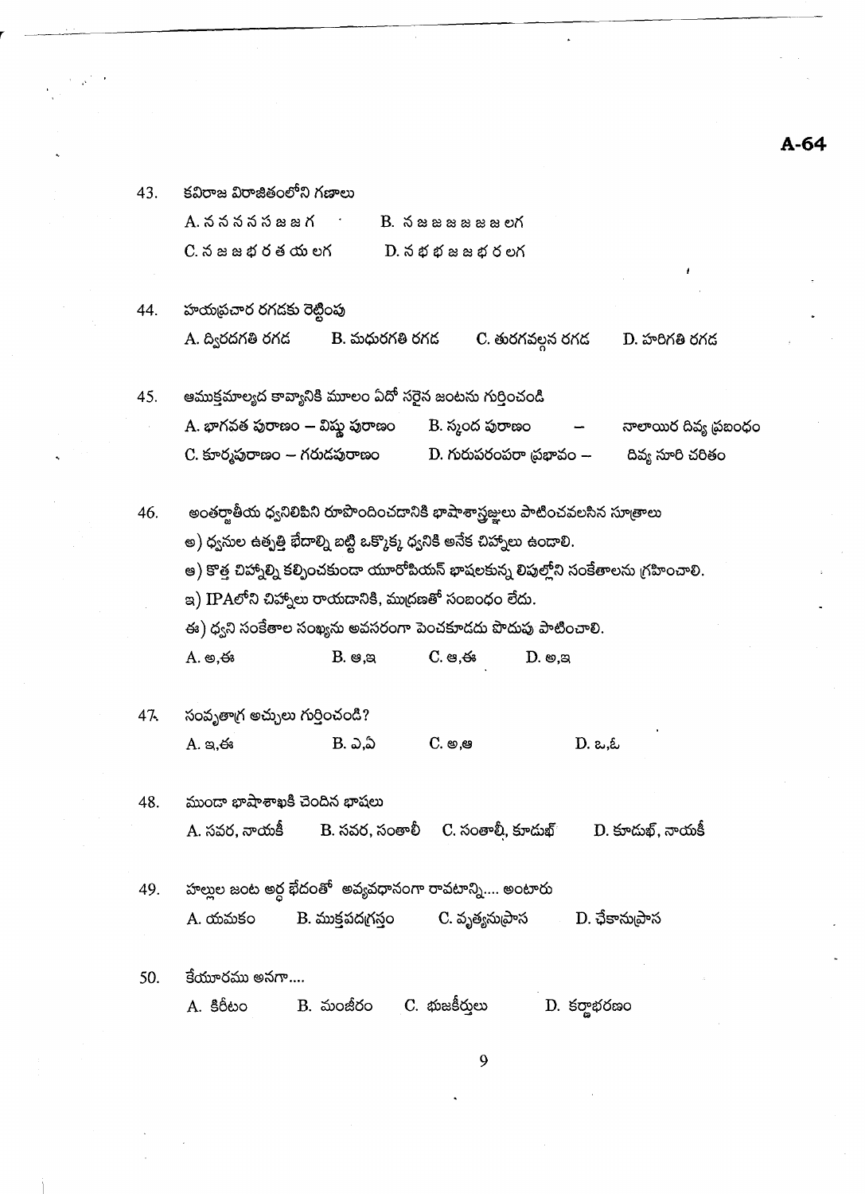43. కవిరాజ విరాజితంలోని గణాలు

A. న న న న స జ జ గ B. న జ జ జ జ జ జ లగ

C. న జ జ భ ర త య లగ D. న భ భ జ జ భ ర లగ

44. హయప్రచార రగడకు రెట్టింపు

A. ద్విరదగతి రగడ B. మధురగతి రగడ C. తురగవల్గన రగడ D. హరిగతి రగడ

45. ఆముక్తమాల్యద కావ్యానికి మూలం ఏదో సరైన జంటను గుర్తించండి

A. భాగవత పురాణం – విష్ణు పురాణం B. స్కంద పురాణం – నాలాయిర దివ్య ప్రబంధం

C. కూర్మపురాణం – గరుడపురాణం D. గురుపరంపరా ప్రభావం – దివ్య సూరి చరితం

46. అంతర్జాతీయ ధ్వనిలిపిని రూపొందించడానికి భాషాశాస్త్రజ్ఞులు పాటించవలసిన సూత్రాలు

అ) ధ్వనుల ఉత్పత్తి భేదాల్ని బట్టి ఒక్కొక్క ధ్వనికి అనేక చిహ్నాలు ఉండాలి.

ఆ) కొత్త చిహ్నాల్ని కల్పించకుండా యూరోపియన్ భాషలకున్న లిపుల్లోని సంకేతాలను గ్రహించాలి.

ఇ) IPAలోని చిహ్నాలు రాయడానికి, ముద్రణతో సంబంధం లేదు.

ఈ) ధ్వని సంకేతాల సంఖ్యను అవసరంగా పెంచకూడదు పొదుపు పాటించాలి.

A. అ,ఈ B. ఆ,ఇ C. ఆ,ఈ D. అ,ఇ

47. సంవృతాగ్ర అచ్చులు గుర్తించండి?

A. ఇ,ఈ B. ఎ,ఏ C. అ,ఆ D. ఒ,ఓ

48. ముండా భాషాశాఖకి చెందిన భాషలు

A. సవర, నాయకీ B. సవర, సంతాలీ C. సంతాలీ, కూడుఖ్ D. కూడుఖ్, నాయకీ

49. హల్లుల జంట అర్థ భేదంతో అవ్యవధానంగా రావటాన్ని.... అంటారు

A. యమకం B. ముక్తపదగ్రస్తం C. వృత్యనుప్రాస D. ఛేకానుప్రాస

50. కేయూరము అనగా....

A. కిరీటం B. మంజీరం C. భుజకీర్తులు D. కర్ణాభరణం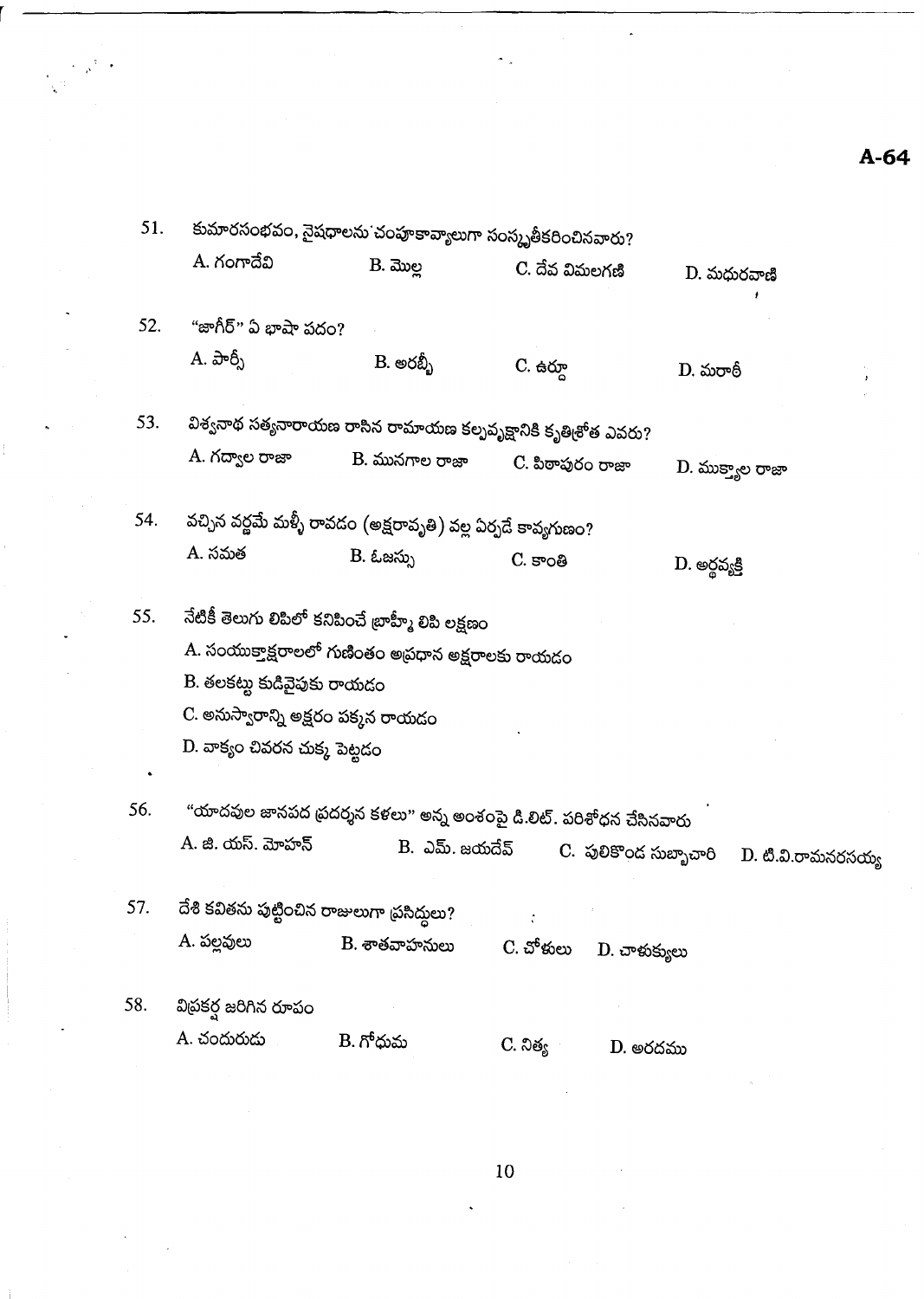51. కుమారసంభవం, నైషధాలను చంపూకావ్యాలుగా సంస్కృతీకరించినవారు?

A. గంగాదేవి B. మొల్ల C. దేవ విమలగణి D. మధురవాణి

52. "జాగీర్" ఏ భాషా పదం?

A. పార్సీ B. అరబ్బీ C. ఉర్దూ D. మరాఠీ

53. విశ్వనాథ సత్యనారాయణ రాసిన రామాయణ కల్పవృక్షానికి కృతిశ్రోత ఎవరు?

A. గద్వాల రాజా B. మునగాల రాజా C. పిఠాపురం రాజా D. ముక్త్యాల రాజా

54. వచ్చిన వర్ణమే మళ్ళీ రావడం (అక్షరావృతి) వల్ల ఏర్పడే కావ్యగుణం?

A. సమత B. ఓజస్సు C. కాంతి D. అర్థవ్యక్తి

55. నేటికీ తెలుగు లిపిలో కనిపించే బ్రాహ్మీ లిపి లక్షణం

A. సంయుక్తాక్షరాలలో గుణింతం అప్రధాన అక్షరాలకు రాయడం

B. తలకట్టు కుడివైపుకు రాయడం

C. అనుస్వారాన్ని అక్షరం పక్కన రాయడం

D. వాక్యం చివరన చుక్క పెట్టడం

56. "యాదవుల జానపద ప్రదర్శన కళలు" అన్న అంశంపై డి.లిట్. పరిశోధన చేసినవారు

A. జి. యస్. మోహన్ B. ఎమ్. జయదేవ్ C. పులికొండ సుబ్బాచారి D. టి.వి.రామనరసయ్య

57. దేశి కవితను పుట్టించిన రాజులుగా ప్రసిద్ధులు?

A. పల్లవులు B. శాతవాహనులు C. చోళులు D. చాళుక్యులు

58. విప్రకర్ష జరిగిన రూపం

A. చందురుడు B. గోధుమ C. నిత్య D. అరదము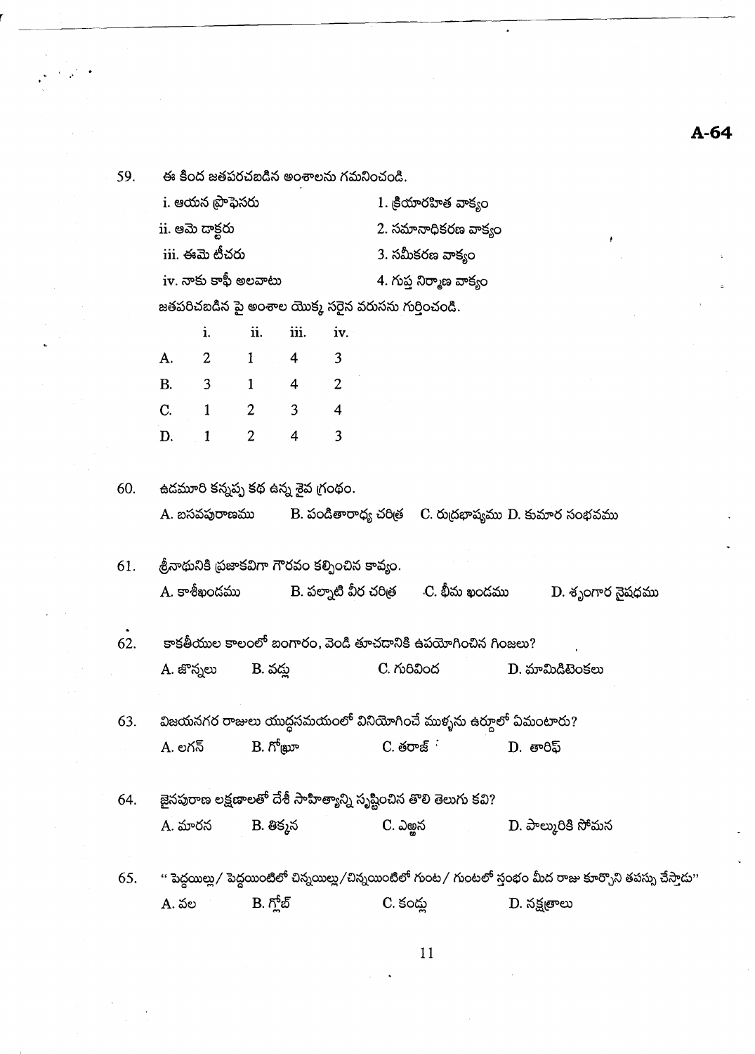59. ఈ కింద జతపరచబడిన అంశాలను గమనించండి.

| | |
|---|---|
| i. ఆయన ప్రొఫెసరు | 1. క్రియారహిత వాక్యం |
| ii. ఆమె డాక్టరు | 2. సమానాధికరణ వాక్యం |
| iii. ఈమె టీచరు | 3. సమీకరణ వాక్యం |
| iv. నాకు కాఫీ అలవాటు | 4. గుప్త నిర్మాణ వాక్యం |

జతపరిచబడిన పై అంశాల యొక్క సరైన వరుసను గుర్తించండి.

| | i. | ii. | iii. | iv. |
|---|---|---|---|---|
| A. | 2 | 1 | 4 | 3 |
| B. | 3 | 1 | 4 | 2 |
| C. | 1 | 2 | 3 | 4 |
| D. | 1 | 2 | 4 | 3 |

60. ఉడమూరి కన్నప్ప కథ ఉన్న శైవ గ్రంథం.

A. బసవపురాణము B. పండితారాధ్య చరిత్ర C. రుద్రభాష్యము D. కుమార సంభవము

61. శ్రీనాథునికి ప్రజాకవిగా గౌరవం కల్పించిన కావ్యం.

A. కాశీఖండము B. పల్నాటి వీర చరిత్ర C. భీమ ఖండము D. శృంగార నైషధము

62. కాకతీయుల కాలంలో బంగారం, వెండి తూచడానికి ఉపయోగించిన గింజలు?

A. జొన్నలు B. వడ్లు C. గురివింద D. మామిడిటెంకలు

63. విజయనగర రాజులు యుద్ధసమయంలో వినియోగించే ముళ్ళను ఉర్దూలో ఏమంటారు?

A. లగన్ B. గోఖ్రూ C. తరాజ్ D. తారిఫ్

64. జైనపురాణ లక్షణాలతో దేశీ సాహిత్యాన్ని సృష్టించిన తొలి తెలుగు కవి?

A. మారన B. తిక్కన C. ఎఱ్ఱన D. పాల్కురికి సోమన

65. " పెద్దయిల్లు/ పెద్దయింటిలో చిన్నయిల్లు/చిన్నయింటిలో గుంట/ గుంటలో స్తంభం మీద రాజు కూర్చొని తపస్సు చేస్తాడు"

A. వల B. గ్లోబ్ C. కండ్లు D. నక్షత్రాలు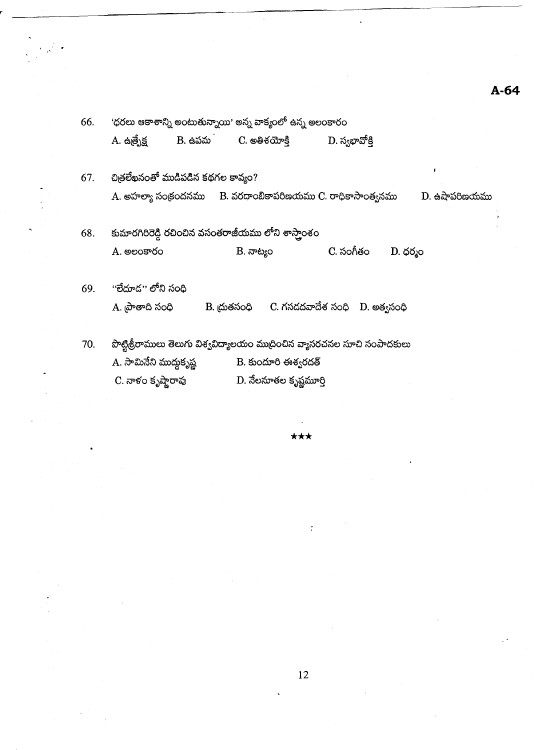66. 'ధరలు ఆకాశాన్ని అంటుతున్నాయి' అన్న వాక్యంలో ఉన్న అలంకారం

A. ఉత్ప్రేక్ష B. ఉపమ C. అతిశయోక్తి D. స్వభావోక్తి

67. చిత్రలేఖనంతో ముడిపడిన కథగల కావ్యం?

A. అహల్యా సంక్రందనము B. వరదాంబికాపరిణయము C. రాధికాసాంత్వనము D. ఉషాపరిణయము

68. కుమారగిరిరెడ్డి రచించిన వసంతరాజీయము లోని శాస్త్రాంశం

A. అలంకారం B. నాట్యం C. సంగీతం D. ధర్మం

69. "లేదూద" లోని సంధి

A. ప్రాతాది సంధి B. ద్రుతసంధి C. గసడదవాదేశ సంధి D. అత్వసంధి

70. పొట్టిశ్రీరాములు తెలుగు విశ్వవిద్యాలయం ముద్రించిన వ్యాసరచనల సూచి సంపాదకులు

A. సామినేని ముద్దుకృష్ణ B. కుందూరి ఈశ్వరదత్

C. నాళం కృష్ణారావు D. నేలనూతల కృష్ణమూర్తి

★★★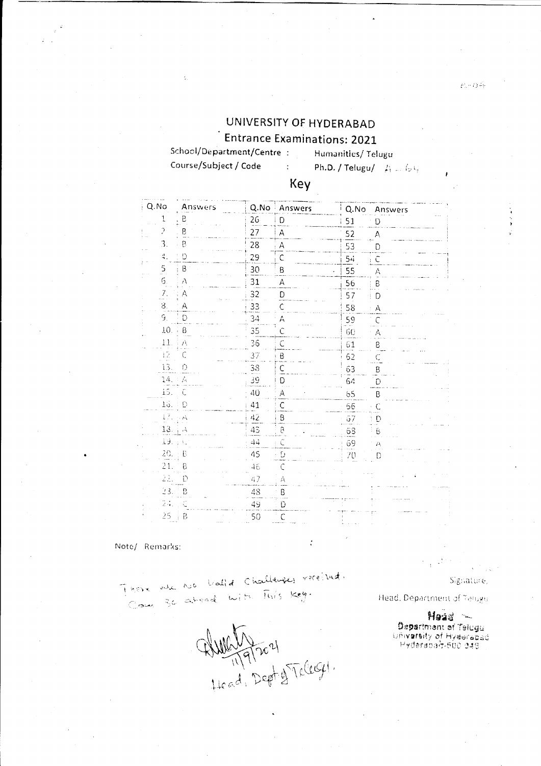# UNIVERSITY OF HYDERABAD

## Entrance Examinations: 2021

School/Department/Centre : Humanities/ Telugu

Course/Subject / Code : Ph.D. / Telugu/ A-66

### Key

| Q.No | Answers | Q.No | Answers | Q.No | Answers |
|---|---|---|---|---|---|
| 1. | B | 26 | D | 51 | D |
| 2. | B | 27 | A | 52 | A |
| 3. | B | 28 | A | 53 | D |
| 4. | D | 29 | C | 54 | C |
| 5 | B | 30 | B | 55 | A |
| 6. | A | 31 | A | 56 | B |
| 7. | A | 32 | D | 57 | D |
| 8. | A | 33 | C | 58 | A |
| 9. | D | 34 | A | 59 | C |
| 10. | B | 35 | C | 60 | A |
| 11. | A | 36 | C | 61 | B |
| 12. | C | 37 | B | 62 | C |
| 13. | D | 38 | C | 63 | B |
| 14. | A | 39 | D | 64 | D |
| 15. | C | 40 | A | 65 | B |
| 16. | D | 41 | C | 66 | C |
| 17. | A | 42 | B | 67 | D |
| 18. | A | 43 | B | 68 | B |
| 19. | C | 44 | C | 69 | A |
| 20. | B | 45 | D | 70 | D |
| 21. | B | 46 | C | | |
| 22. | D | 47 | A | | |
| 23. | B | 48 | B | | |
| 24. | C | 49 | D | | |
| 25. | B | 50 | C | | |

Note/ Remarks:

There are no valid challenges received. Can go ahead with this key.

11/9/2021
Head, Dept of Telugu.

Signature,

Head, Department of Telugu

Head
Department of Telugu
University of Hyderabad
Hyderabad-500 046